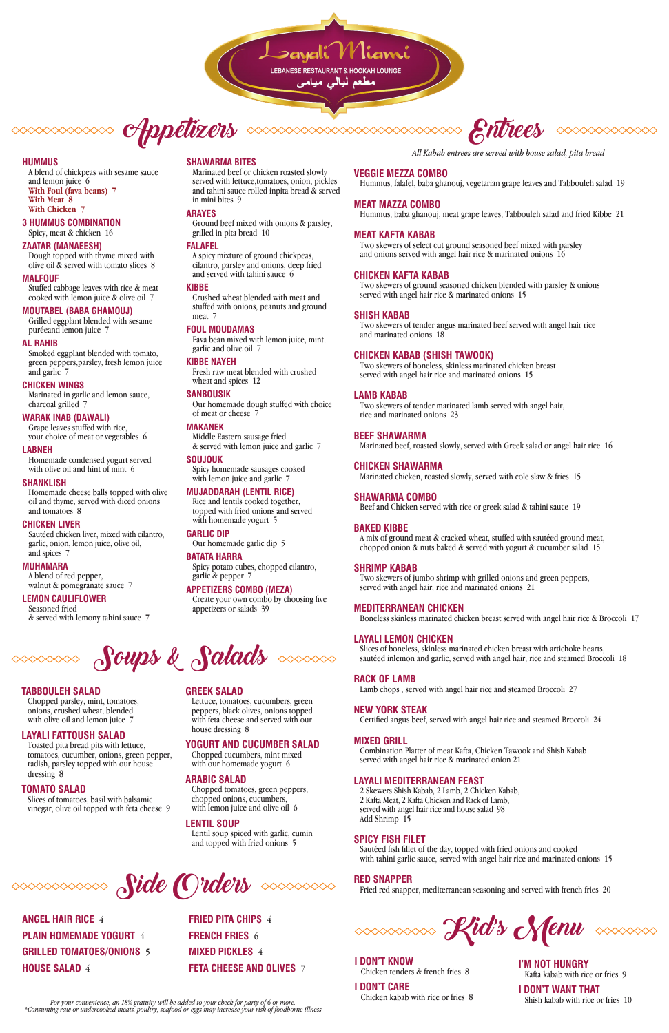# Layali Miami

LEBANESE RESTAURANT & HOOKAH LOUNGE

مطعم ليالي ميامي

## Appetizers

**HUMMUS**
A blend of chickpeas with sesame sauce and lemon juice 6
With Foul (fava beans) 7
With Meat 8
With Chicken 7

**3 HUMMUS COMBINATION**
Spicy, meat & chicken 16

**ZAATAR (MANAEESH)**
Dough topped with thyme mixed with olive oil & served with tomato slices 8

**MALFOUF**
Stuffed cabbage leaves with rice & meat cooked with lemon juice & olive oil 7

**MOUTABEL (BABA GHAMOUJ)**
Grilled eggplant blended with sesame puréeand lemon juice 7

**AL RAHIB**
Smoked eggplant blended with tomato, green peppers,parsley, fresh lemon juice and garlic 7

**CHICKEN WINGS**
Marinated in garlic and lemon sauce, charcoal grilled 7

**WARAK INAB (DAWALI)**
Grape leaves stuffed with rice, your choice of meat or vegetables 6

**LABNEH**
Homemade condensed yogurt served with olive oil and hint of mint 6

**SHANKLISH**
Homemade cheese balls topped with olive oil and thyme, served with diced onions and tomatoes 8

**CHICKEN LIVER**
Sautéed chicken liver, mixed with cilantro, garlic, onion, lemon juice, olive oil, and spices 7

**MUHAMARA**
A blend of red pepper, walnut & pomegranate sauce 7

**LEMON CAULIFLOWER**
Seasoned fried & served with lemony tahini sauce 7

**SHAWARMA BITES**
Marinated beef or chicken roasted slowly served with lettuce,tomatoes, onion, pickles and tahini sauce rolled inpita bread & served in mini bites 9

**ARAYES**
Ground beef mixed with onions & parsley, grilled in pita bread 10

**FALAFEL**
A spicy mixture of ground chickpeas, cilantro, parsley and onions, deep fried and served with tahini sauce 6

**KIBBE**
Crushed wheat blended with meat and stuffed with onions, peanuts and ground meat 7

**FOUL MOUDAMAS**
Fava bean mixed with lemon juice, mint, garlic and olive oil 7

**KIBBE NAYEH**
Fresh raw meat blended with crushed wheat and spices 12

**SANBOUSIK**
Our homemade dough stuffed with choice of meat or cheese 7

**MAKANEK**
Middle Eastern sausage fried & served with lemon juice and garlic 7

**SOUJOUK**
Spicy homemade sausages cooked with lemon juice and garlic 7

**MUJADDARAH (LENTIL RICE)**
Rice and lentils cooked together, topped with fried onions and served with homemade yogurt 5

**GARLIC DIP**
Our homemade garlic dip 5

**BATATA HARRA**
Spicy potato cubes, chopped cilantro, garlic & pepper 7

**APPETIZERS COMBO (MEZA)**
Create your own combo by choosing five appetizers or salads 39

## Soups & Salads

**TABBOULEH SALAD**
Chopped parsley, mint, tomatoes, onions, crushed wheat, blended with olive oil and lemon juice 7

**LAYALI FATTOUSH SALAD**
Toasted pita bread pits with lettuce, tomatoes, cucumber, onions, green pepper, radish, parsley topped with our house dressing 8

**TOMATO SALAD**
Slices of tomatoes, basil with balsamic vinegar, olive oil topped with feta cheese 9

**GREEK SALAD**
Lettuce, tomatoes, cucumbers, green peppers, black olives, onions topped with feta cheese and served with our house dressing 8

**YOGURT AND CUCUMBER SALAD**
Chopped cucumbers, mint mixed with our homemade yogurt 6

**ARABIC SALAD**
Chopped tomatoes, green peppers, chopped onions, cucumbers, with lemon juice and olive oil 6

**LENTIL SOUP**
Lentil soup spiced with garlic, cumin and topped with fried onions 5

## Side Orders

**ANGEL HAIR RICE** 4
**PLAIN HOMEMADE YOGURT** 4
**GRILLED TOMATOES/ONIONS** 5
**HOUSE SALAD** 4
**FRIED PITA CHIPS** 4
**FRENCH FRIES** 6
**MIXED PICKLES** 4
**FETA CHEESE AND OLIVES** 7

*For your convenience, an 18% gratuity will be added to your check for party of 6 or more.*
*\*Consuming raw or undercooked meats, poultry, seafood or eggs may increase your risk of foodborne illness*

## Entrees

*All Kabab entrees are served with house salad, pita bread*

**VEGGIE MEZZA COMBO**
Hummus, falafel, baba ghanoui, vegetarian grape leaves and Tabbouleh salad 19

**MEAT MAZZA COMBO**
Hummus, baba ghanoui, meat grape leaves, Tabbouleh salad and fried Kibbe 21

**MEAT KAFTA KABAB**
Two skewers of select cut ground seasoned beef mixed with parsley and onions served with angel hair rice & marinated onions 16

**CHICKEN KAFTA KABAB**
Two skewers of ground seasoned chicken blended with parsley & onions served with angel hair rice & marinated onions 15

**SHISH KABAB**
Two skewers of tender angus marinated beef served with angel hair rice and marinated onions 18

**CHICKEN KABAB (SHISH TAWOOK)**
Two skewers of boneless, skinless marinated chicken breast served with angel hair rice and marinated onions 15

**LAMB KABAB**
Two skewers of tender marinated lamb served with angel hair, rice and marinated onions 23

**BEEF SHAWARMA**
Marinated beef, roasted slowly, served with Greek salad or angel hair rice 16

**CHICKEN SHAWARMA**
Marinated chicken, roasted slowly, served with cole slaw & fries 15

**SHAWARMA COMBO**
Beef and Chicken served with rice or greek salad & tahini sauce 19

**BAKED KIBBE**
A mix of ground meat & cracked wheat, stuffed with sautéed ground meat, chopped onion & nuts baked & served with yogurt & cucumber salad 15

**SHRIMP KABAB**
Two skewers of jumbo shrimp with grilled onions and green peppers, served with angel hair, rice and marinated onions 21

**MEDITERRANEAN CHICKEN**
Boneless skinless marinated chicken breast served with angel hair rice & Broccoli 17

**LAYALI LEMON CHICKEN**
Slices of boneless, skinless marinated chicken breast with artichoke hearts, sautéed inlemon and garlic, served with angel hair, rice and steamed Broccoli 18

**RACK OF LAMB**
Lamb chops , served with angel hair rice and steamed Broccoli 27

**NEW YORK STEAK**
Certified angus beef, served with angel hair rice and steamed Broccoli 24

**MIXED GRILL**
Combination Platter of meat Kafta, Chicken Tawook and Shish Kabab served with angel hair rice & marinated onion 21

**LAYALI MEDITERRANEAN FEAST**
2 Skewers Shish Kabab, 2 Lamb, 2 Chicken Kabab, 2 Kafta Meat, 2 Kafta Chicken and Rack of Lamb, served with angel hair rice and house salad 98
Add Shrimp 15

**SPICY FISH FILET**
Sautéed fish fillet of the day, topped with fried onions and cooked with tahini garlic sauce, served with angel hair rice and marinated onions 15

**RED SNAPPER**
Fried red snapper, mediterranean seasoning and served with french fries 20

## Kid's Menu

**I DON'T KNOW**
Chicken tenders & french fries 8

**I DON'T CARE**
Chicken kabab with rice or fries 8

**I'M NOT HUNGRY**
Kafta kabab with rice or fries 9

**I DON'T WANT THAT**
Shish kabab with rice or fries 10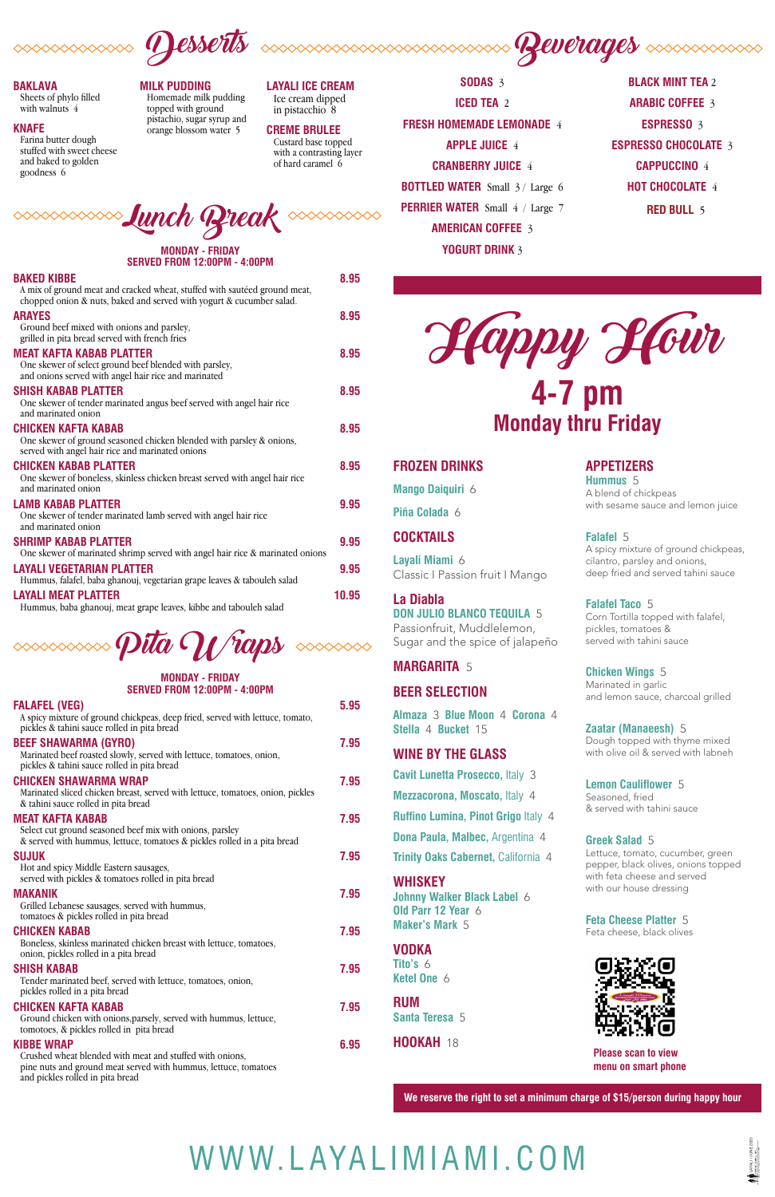# Desserts

**BAKLAVA**
Sheets of phylo filled with walnuts 4

**KNAFE**
Farina butter dough stuffed with sweet cheese and baked to golden goodness 6

**MILK PUDDING**
Homemade milk pudding topped with ground pistachio, sugar syrup and orange blossom water 5

**LAYALI ICE CREAM**
Ice cream dipped in pistacchio 8

**CREME BRULEE**
Custard base topped with a contrasting layer of hard caramel 6

# Beverages

- **SODAS** 3
- **ICED TEA** 2
- **FRESH HOMEMADE LEMONADE** 4
- **APPLE JUICE** 4
- **CRANBERRY JUICE** 4
- **BOTTLED WATER** Small 3 / Large 6
- **PERRIER WATER** Small 4 / Large 7
- **AMERICAN COFFEE** 3
- **YOGURT DRINK** 3
- **BLACK MINT TEA** 2
- **ARABIC COFFEE** 3
- **ESPRESSO** 3
- **ESPRESSO CHOCOLATE** 3
- **CAPPUCCINO** 4
- **HOT CHOCOLATE** 4
- **RED BULL** 5

# Lunch Break

**MONDAY - FRIDAY**
**SERVED FROM 12:00PM - 4:00PM**

**BAKED KIBBE** 8.95
A mix of ground meat and cracked wheat, stuffed with sautéed ground meat, chopped onion & nuts, baked and served with yogurt & cucumber salad.

**ARAYES** 8.95
Ground beef mixed with onions and parsley, grilled in pita bread served with french fries

**MEAT KAFTA KABAB PLATTER** 8.95
One skewer of select ground beef blended with parsley, and onions served with angel hair rice and marinated

**SHISH KABAB PLATTER** 8.95
One skewer of tender marinated angus beef served with angel hair rice and marinated onion

**CHICKEN KAFTA KABAB** 8.95
One skewer of ground seasoned chicken blended with parsley & onions, served with angel hair rice and marinated onions

**CHICKEN KABAB PLATTER** 8.95
One skewer of boneless, skinless chicken breast served with angel hair rice and marinated onion

**LAMB KABAB PLATTER** 9.95
One skewer of tender marinated lamb served with angel hair rice and marinated onion

**SHRIMP KABAB PLATTER** 9.95
One skewer of marinated shrimp served with angel hair rice & marinated onions

**LAYALI VEGETARIAN PLATTER** 9.95
Hummus, falafel, baba ghanoui, vegetarian grape leaves & tabouleh salad

**LAYALI MEAT PLATTER** 10.95
Hummus, baba ghanouj, meat grape leaves, kibbe and tabouleh salad

# Pita Wraps

**MONDAY - FRIDAY**
**SERVED FROM 12:00PM - 4:00PM**

**FALAFEL (VEG)** 5.95
A spicy mixture of ground chickpeas, deep fried, served with lettuce, tomato, pickles & tahini sauce rolled in pita bread

**BEEF SHAWARMA (GYRO)** 7.95
Marinated beef roasted slowly, served with lettuce, tomatoes, onion, pickles & tahini sauce rolled in pita bread

**CHICKEN SHAWARMA WRAP** 7.95
Marinated sliced chicken breast, served with lettuce, tomatoes, onion, pickles & tahini sauce rolled in pita bread

**MEAT KAFTA KABAB** 7.95
Select cut ground seasoned beef mix with onions, parsley & served with hummus, lettuce, tomatoes & pickles rolled in a pita bread

**SUJUK** 7.95
Hot and spicy Middle Eastern sausages, served with pickles & tomatoes rolled in pita bread

**MAKANIK** 7.95
Grilled Lebanese sausages, served with hummus, tomatoes & pickles rolled in pita bread

**CHICKEN KABAB** 7.95
Boneless, skinless marinated chicken breast with lettuce, tomatoes, onion, pickles rolled in a pita bread

**SHISH KABAB** 7.95
Tender marinated beef, served with lettuce, tomatoes, onion, pickles rolled in a pita bread

**CHICKEN KAFTA KABAB** 7.95
Ground chicken with onions,parsely, served with hummus, lettuce, tomotoes, & pickles rolled in pita bread

**KIBBE WRAP** 6.95
Crushed wheat blended with meat and stuffed with onions, pine nuts and ground meat served with hummus, lettuce, tomatoes and pickles rolled in pita bread

# Happy Hour

## 4-7 pm
## Monday thru Friday

### FROZEN DRINKS

- Mango Daiquiri 6
- Piña Colada 6

### COCKTAILS

**Layali Miami** 6
Classic | Passion fruit | Mango

**La Diabla**
**DON JULIO BLANCO TEQUILA** 5
Passionfruit, Muddlelemon, Sugar and the spice of jalapeño

### MARGARITA 5

### BEER SELECTION

Almaza 3 Blue Moon 4 Corona 4
Stella 4 Bucket 15

### WINE BY THE GLASS

- Cavit Lunetta Prosecco, Italy 3
- Mezzacorona, Moscato, Italy 4
- Ruffino Lumina, Pinot Grigo Italy 4
- Dona Paula, Malbec, Argentina 4
- Trinity Oaks Cabernet, California 4

### WHISKEY

- Johnny Walker Black Label 6
- Old Parr 12 Year 6
- Maker's Mark 5

### VODKA

- Tito's 6
- Ketel One 6

### RUM

- Santa Teresa 5

### HOOKAH 18

### APPETIZERS

**Hummus** 5
A blend of chickpeas with sesame sauce and lemon juice

**Falafel** 5
A spicy mixture of ground chickpeas, cilantro, parsley and onions, deep fried and served tahini sauce

**Falafel Taco** 5
Corn Tortilla topped with falafel, pickles, tomatoes & served with tahini sauce

**Chicken Wings** 5
Marinated in garlic and lemon sauce, charcoal grilled

**Zaatar (Manaeesh)** 5
Dough topped with thyme mixed with olive oil & served with labneh

**Lemon Cauliflower** 5
Seasoned, fried & served with tahini sauce

**Greek Salad** 5
Lettuce, tomato, cucumber, green pepper, black olives, onions topped with feta cheese and served with our house dressing

**Feta Cheese Platter** 5
Feta cheese, black olives

Please scan to view menu on smart phone

**We reserve the right to set a minimum charge of $15/person during happy hour**

WWW.LAYALIMIAMI.COM